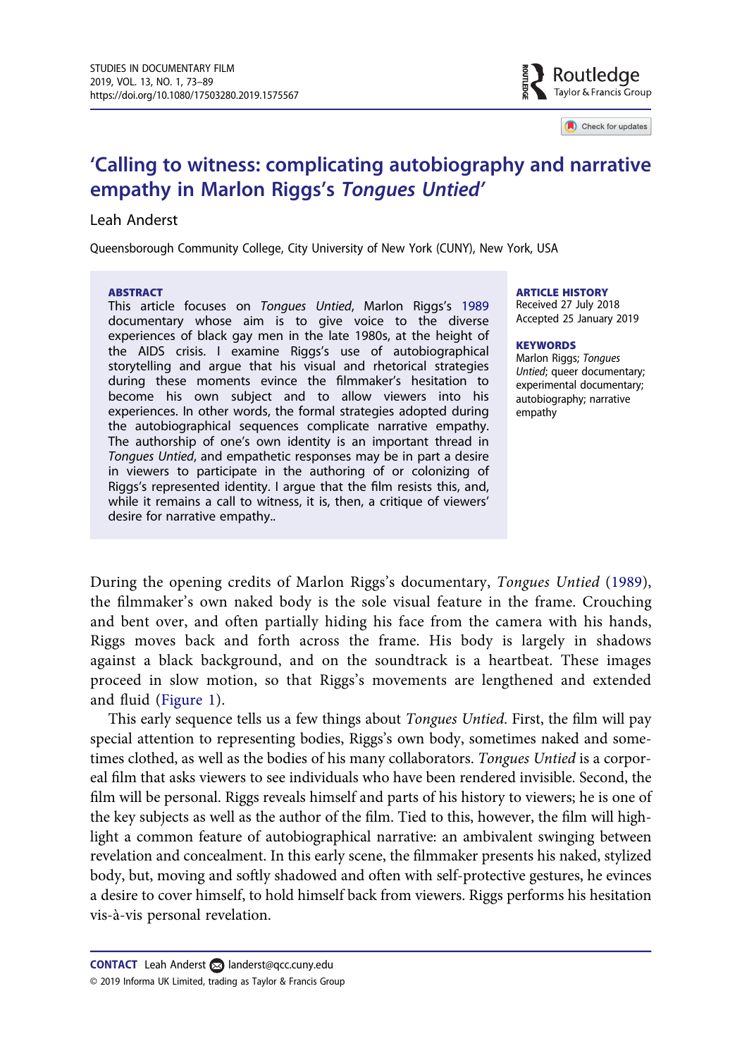# 'Calling to witness: complicating autobiography and narrative empathy in Marlon Riggs's *Tongues Untied*'

Leah Anderst

Queensborough Community College, City University of New York (CUNY), New York, USA

**ABSTRACT**

This article focuses on *Tongues Untied*, Marlon Riggs's 1989 documentary whose aim is to give voice to the diverse experiences of black gay men in the late 1980s, at the height of the AIDS crisis. I examine Riggs's use of autobiographical storytelling and argue that his visual and rhetorical strategies during these moments evince the filmmaker's hesitation to become his own subject and to allow viewers into his experiences. In other words, the formal strategies adopted during the autobiographical sequences complicate narrative empathy. The authorship of one's own identity is an important thread in *Tongues Untied*, and empathetic responses may be in part a desire in viewers to participate in the authoring of or colonizing of Riggs's represented identity. I argue that the film resists this, and, while it remains a call to witness, it is, then, a critique of viewers' desire for narrative empathy..

**ARTICLE HISTORY**

Received 27 July 2018
Accepted 25 January 2019

**KEYWORDS**

Marlon Riggs; *Tongues Untied*; queer documentary; experimental documentary; autobiography; narrative empathy

During the opening credits of Marlon Riggs's documentary, *Tongues Untied* (1989), the filmmaker's own naked body is the sole visual feature in the frame. Crouching and bent over, and often partially hiding his face from the camera with his hands, Riggs moves back and forth across the frame. His body is largely in shadows against a black background, and on the soundtrack is a heartbeat. These images proceed in slow motion, so that Riggs's movements are lengthened and extended and fluid (Figure 1).

This early sequence tells us a few things about *Tongues Untied*. First, the film will pay special attention to representing bodies, Riggs's own body, sometimes naked and sometimes clothed, as well as the bodies of his many collaborators. *Tongues Untied* is a corporeal film that asks viewers to see individuals who have been rendered invisible. Second, the film will be personal. Riggs reveals himself and parts of his history to viewers; he is one of the key subjects as well as the author of the film. Tied to this, however, the film will highlight a common feature of autobiographical narrative: an ambivalent swinging between revelation and concealment. In this early scene, the filmmaker presents his naked, stylized body, but, moving and softly shadowed and often with self-protective gestures, he evinces a desire to cover himself, to hold himself back from viewers. Riggs performs his hesitation vis-à-vis personal revelation.

**CONTACT** Leah Anderst landerst@qcc.cuny.edu

© 2019 Informa UK Limited, trading as Taylor & Francis Group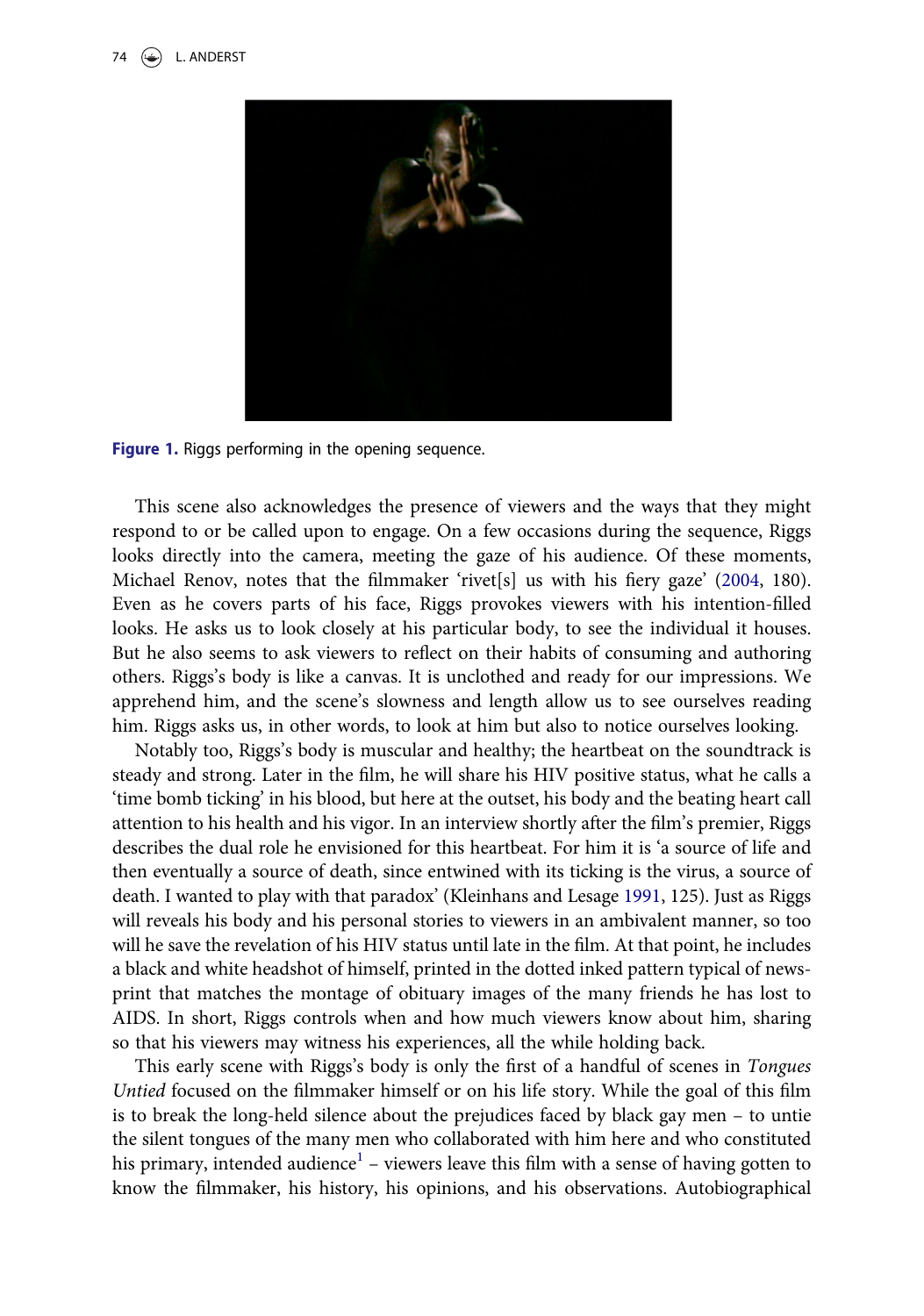Figure 1. Riggs performing in the opening sequence.

This scene also acknowledges the presence of viewers and the ways that they might respond to or be called upon to engage. On a few occasions during the sequence, Riggs looks directly into the camera, meeting the gaze of his audience. Of these moments, Michael Renov, notes that the filmmaker 'rivet[s] us with his fiery gaze' (2004, 180). Even as he covers parts of his face, Riggs provokes viewers with his intention-filled looks. He asks us to look closely at his particular body, to see the individual it houses. But he also seems to ask viewers to reflect on their habits of consuming and authoring others. Riggs's body is like a canvas. It is unclothed and ready for our impressions. We apprehend him, and the scene's slowness and length allow us to see ourselves reading him. Riggs asks us, in other words, to look at him but also to notice ourselves looking.

Notably too, Riggs's body is muscular and healthy; the heartbeat on the soundtrack is steady and strong. Later in the film, he will share his HIV positive status, what he calls a 'time bomb ticking' in his blood, but here at the outset, his body and the beating heart call attention to his health and his vigor. In an interview shortly after the film's premier, Riggs describes the dual role he envisioned for this heartbeat. For him it is 'a source of life and then eventually a source of death, since entwined with its ticking is the virus, a source of death. I wanted to play with that paradox' (Kleinhans and Lesage 1991, 125). Just as Riggs will reveals his body and his personal stories to viewers in an ambivalent manner, so too will he save the revelation of his HIV status until late in the film. At that point, he includes a black and white headshot of himself, printed in the dotted inked pattern typical of newsprint that matches the montage of obituary images of the many friends he has lost to AIDS. In short, Riggs controls when and how much viewers know about him, sharing so that his viewers may witness his experiences, all the while holding back.

This early scene with Riggs's body is only the first of a handful of scenes in *Tongues Untied* focused on the filmmaker himself or on his life story. While the goal of this film is to break the long-held silence about the prejudices faced by black gay men – to untie the silent tongues of the many men who collaborated with him here and who constituted his primary, intended audience[1] – viewers leave this film with a sense of having gotten to know the filmmaker, his history, his opinions, and his observations. Autobiographical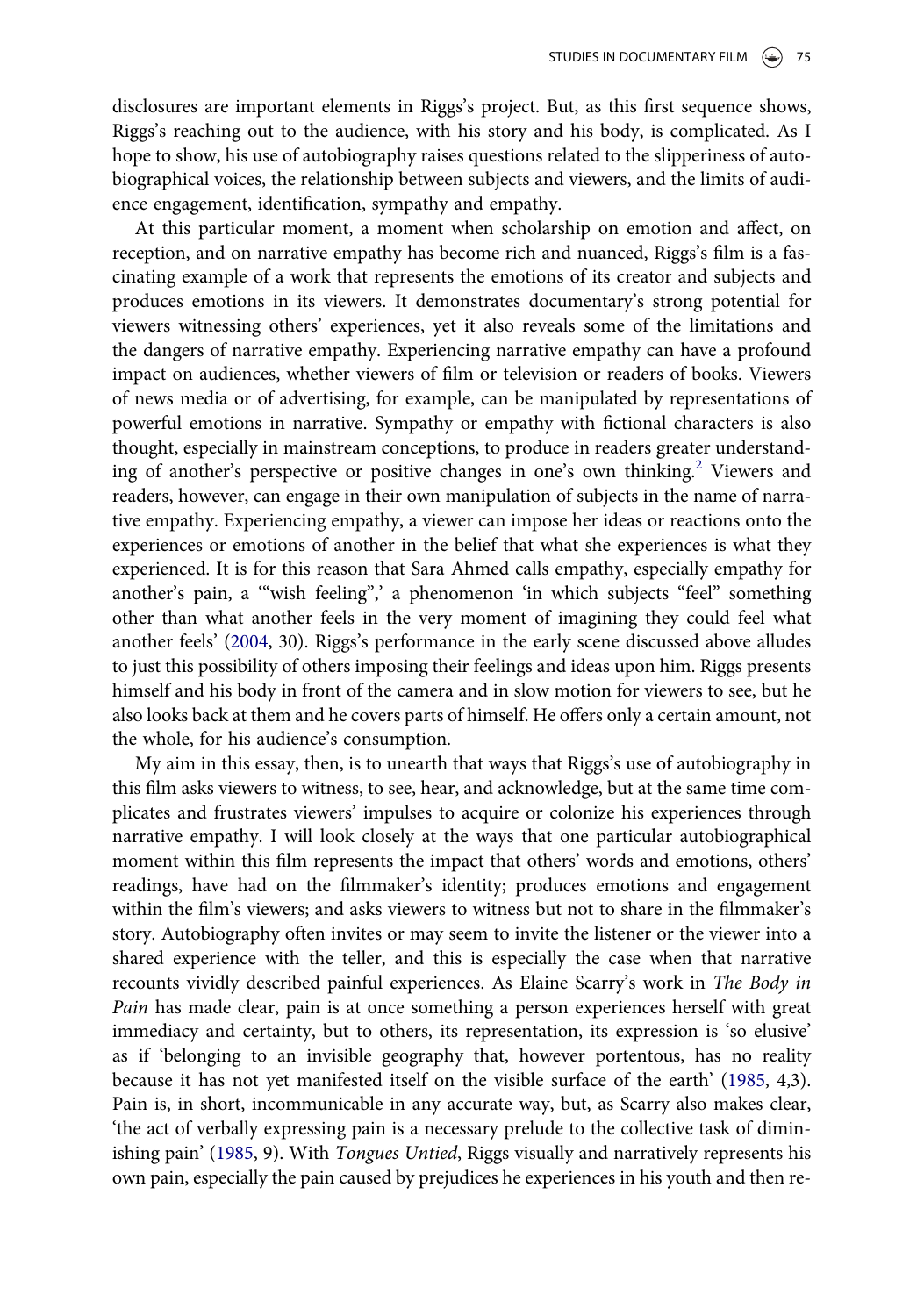disclosures are important elements in Riggs's project. But, as this first sequence shows, Riggs's reaching out to the audience, with his story and his body, is complicated. As I hope to show, his use of autobiography raises questions related to the slipperiness of autobiographical voices, the relationship between subjects and viewers, and the limits of audience engagement, identification, sympathy and empathy.

At this particular moment, a moment when scholarship on emotion and affect, on reception, and on narrative empathy has become rich and nuanced, Riggs's film is a fascinating example of a work that represents the emotions of its creator and subjects and produces emotions in its viewers. It demonstrates documentary's strong potential for viewers witnessing others' experiences, yet it also reveals some of the limitations and the dangers of narrative empathy. Experiencing narrative empathy can have a profound impact on audiences, whether viewers of film or television or readers of books. Viewers of news media or of advertising, for example, can be manipulated by representations of powerful emotions in narrative. Sympathy or empathy with fictional characters is also thought, especially in mainstream conceptions, to produce in readers greater understanding of another's perspective or positive changes in one's own thinking.[2] Viewers and readers, however, can engage in their own manipulation of subjects in the name of narrative empathy. Experiencing empathy, a viewer can impose her ideas or reactions onto the experiences or emotions of another in the belief that what she experiences is what they experienced. It is for this reason that Sara Ahmed calls empathy, especially empathy for another's pain, a '"wish feeling",' a phenomenon 'in which subjects "feel" something other than what another feels in the very moment of imagining they could feel what another feels' (2004, 30). Riggs's performance in the early scene discussed above alludes to just this possibility of others imposing their feelings and ideas upon him. Riggs presents himself and his body in front of the camera and in slow motion for viewers to see, but he also looks back at them and he covers parts of himself. He offers only a certain amount, not the whole, for his audience's consumption.

My aim in this essay, then, is to unearth that ways that Riggs's use of autobiography in this film asks viewers to witness, to see, hear, and acknowledge, but at the same time complicates and frustrates viewers' impulses to acquire or colonize his experiences through narrative empathy. I will look closely at the ways that one particular autobiographical moment within this film represents the impact that others' words and emotions, others' readings, have had on the filmmaker's identity; produces emotions and engagement within the film's viewers; and asks viewers to witness but not to share in the filmmaker's story. Autobiography often invites or may seem to invite the listener or the viewer into a shared experience with the teller, and this is especially the case when that narrative recounts vividly described painful experiences. As Elaine Scarry's work in *The Body in Pain* has made clear, pain is at once something a person experiences herself with great immediacy and certainty, but to others, its representation, its expression is 'so elusive' as if 'belonging to an invisible geography that, however portentous, has no reality because it has not yet manifested itself on the visible surface of the earth' (1985, 4,3). Pain is, in short, incommunicable in any accurate way, but, as Scarry also makes clear, 'the act of verbally expressing pain is a necessary prelude to the collective task of diminishing pain' (1985, 9). With *Tongues Untied*, Riggs visually and narratively represents his own pain, especially the pain caused by prejudices he experiences in his youth and then re-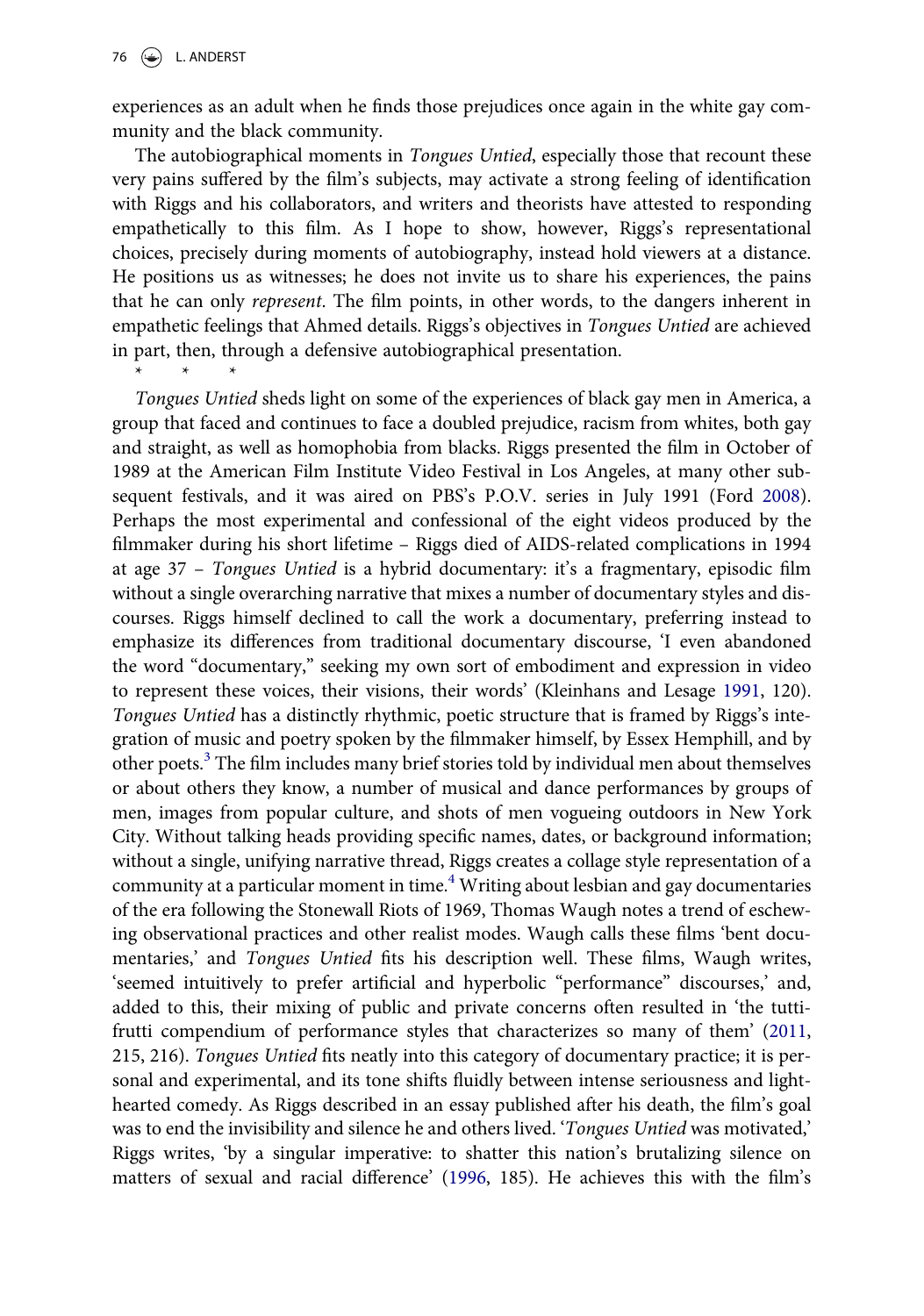experiences as an adult when he finds those prejudices once again in the white gay community and the black community.

The autobiographical moments in *Tongues Untied*, especially those that recount these very pains suffered by the film's subjects, may activate a strong feeling of identification with Riggs and his collaborators, and writers and theorists have attested to responding empathetically to this film. As I hope to show, however, Riggs's representational choices, precisely during moments of autobiography, instead hold viewers at a distance. He positions us as witnesses; he does not invite us to share his experiences, the pains that he can only *represent*. The film points, in other words, to the dangers inherent in empathetic feelings that Ahmed details. Riggs's objectives in *Tongues Untied* are achieved in part, then, through a defensive autobiographical presentation.

\* \* \*

*Tongues Untied* sheds light on some of the experiences of black gay men in America, a group that faced and continues to face a doubled prejudice, racism from whites, both gay and straight, as well as homophobia from blacks. Riggs presented the film in October of 1989 at the American Film Institute Video Festival in Los Angeles, at many other subsequent festivals, and it was aired on PBS's P.O.V. series in July 1991 (Ford 2008). Perhaps the most experimental and confessional of the eight videos produced by the filmmaker during his short lifetime – Riggs died of AIDS-related complications in 1994 at age 37 – *Tongues Untied* is a hybrid documentary: it's a fragmentary, episodic film without a single overarching narrative that mixes a number of documentary styles and discourses. Riggs himself declined to call the work a documentary, preferring instead to emphasize its differences from traditional documentary discourse, 'I even abandoned the word "documentary," seeking my own sort of embodiment and expression in video to represent these voices, their visions, their words' (Kleinhans and Lesage 1991, 120). *Tongues Untied* has a distinctly rhythmic, poetic structure that is framed by Riggs's integration of music and poetry spoken by the filmmaker himself, by Essex Hemphill, and by other poets.[3] The film includes many brief stories told by individual men about themselves or about others they know, a number of musical and dance performances by groups of men, images from popular culture, and shots of men vogueing outdoors in New York City. Without talking heads providing specific names, dates, or background information; without a single, unifying narrative thread, Riggs creates a collage style representation of a community at a particular moment in time.[4] Writing about lesbian and gay documentaries of the era following the Stonewall Riots of 1969, Thomas Waugh notes a trend of eschewing observational practices and other realist modes. Waugh calls these films 'bent documentaries,' and *Tongues Untied* fits his description well. These films, Waugh writes, 'seemed intuitively to prefer artificial and hyperbolic "performance" discourses,' and, added to this, their mixing of public and private concerns often resulted in 'the tutti-frutti compendium of performance styles that characterizes so many of them' (2011, 215, 216). *Tongues Untied* fits neatly into this category of documentary practice; it is personal and experimental, and its tone shifts fluidly between intense seriousness and lighthearted comedy. As Riggs described in an essay published after his death, the film's goal was to end the invisibility and silence he and others lived. '*Tongues Untied* was motivated,' Riggs writes, 'by a singular imperative: to shatter this nation's brutalizing silence on matters of sexual and racial difference' (1996, 185). He achieves this with the film's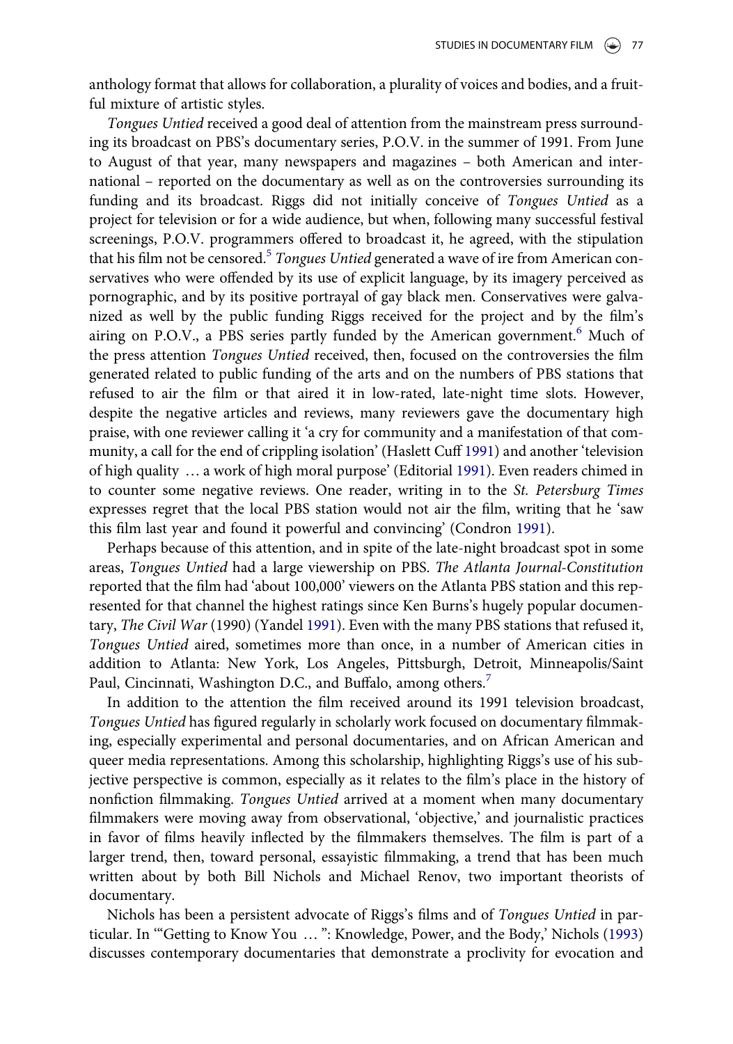anthology format that allows for collaboration, a plurality of voices and bodies, and a fruitful mixture of artistic styles.

*Tongues Untied* received a good deal of attention from the mainstream press surrounding its broadcast on PBS's documentary series, P.O.V. in the summer of 1991. From June to August of that year, many newspapers and magazines – both American and international – reported on the documentary as well as on the controversies surrounding its funding and its broadcast. Riggs did not initially conceive of *Tongues Untied* as a project for television or for a wide audience, but when, following many successful festival screenings, P.O.V. programmers offered to broadcast it, he agreed, with the stipulation that his film not be censored.[5] *Tongues Untied* generated a wave of ire from American conservatives who were offended by its use of explicit language, by its imagery perceived as pornographic, and by its positive portrayal of gay black men. Conservatives were galvanized as well by the public funding Riggs received for the project and by the film's airing on P.O.V., a PBS series partly funded by the American government.[6] Much of the press attention *Tongues Untied* received, then, focused on the controversies the film generated related to public funding of the arts and on the numbers of PBS stations that refused to air the film or that aired it in low-rated, late-night time slots. However, despite the negative articles and reviews, many reviewers gave the documentary high praise, with one reviewer calling it 'a cry for community and a manifestation of that community, a call for the end of crippling isolation' (Haslett Cuff 1991) and another 'television of high quality … a work of high moral purpose' (Editorial 1991). Even readers chimed in to counter some negative reviews. One reader, writing in to the *St. Petersburg Times* expresses regret that the local PBS station would not air the film, writing that he 'saw this film last year and found it powerful and convincing' (Condron 1991).

Perhaps because of this attention, and in spite of the late-night broadcast spot in some areas, *Tongues Untied* had a large viewership on PBS. *The Atlanta Journal-Constitution* reported that the film had 'about 100,000' viewers on the Atlanta PBS station and this represented for that channel the highest ratings since Ken Burns's hugely popular documentary, *The Civil War* (1990) (Yandel 1991). Even with the many PBS stations that refused it, *Tongues Untied* aired, sometimes more than once, in a number of American cities in addition to Atlanta: New York, Los Angeles, Pittsburgh, Detroit, Minneapolis/Saint Paul, Cincinnati, Washington D.C., and Buffalo, among others.[7]

In addition to the attention the film received around its 1991 television broadcast, *Tongues Untied* has figured regularly in scholarly work focused on documentary filmmaking, especially experimental and personal documentaries, and on African American and queer media representations. Among this scholarship, highlighting Riggs's use of his subjective perspective is common, especially as it relates to the film's place in the history of nonfiction filmmaking. *Tongues Untied* arrived at a moment when many documentary filmmakers were moving away from observational, 'objective,' and journalistic practices in favor of films heavily inflected by the filmmakers themselves. The film is part of a larger trend, then, toward personal, essayistic filmmaking, a trend that has been much written about by both Bill Nichols and Michael Renov, two important theorists of documentary.

Nichols has been a persistent advocate of Riggs's films and of *Tongues Untied* in particular. In '"Getting to Know You … ": Knowledge, Power, and the Body,' Nichols (1993) discusses contemporary documentaries that demonstrate a proclivity for evocation and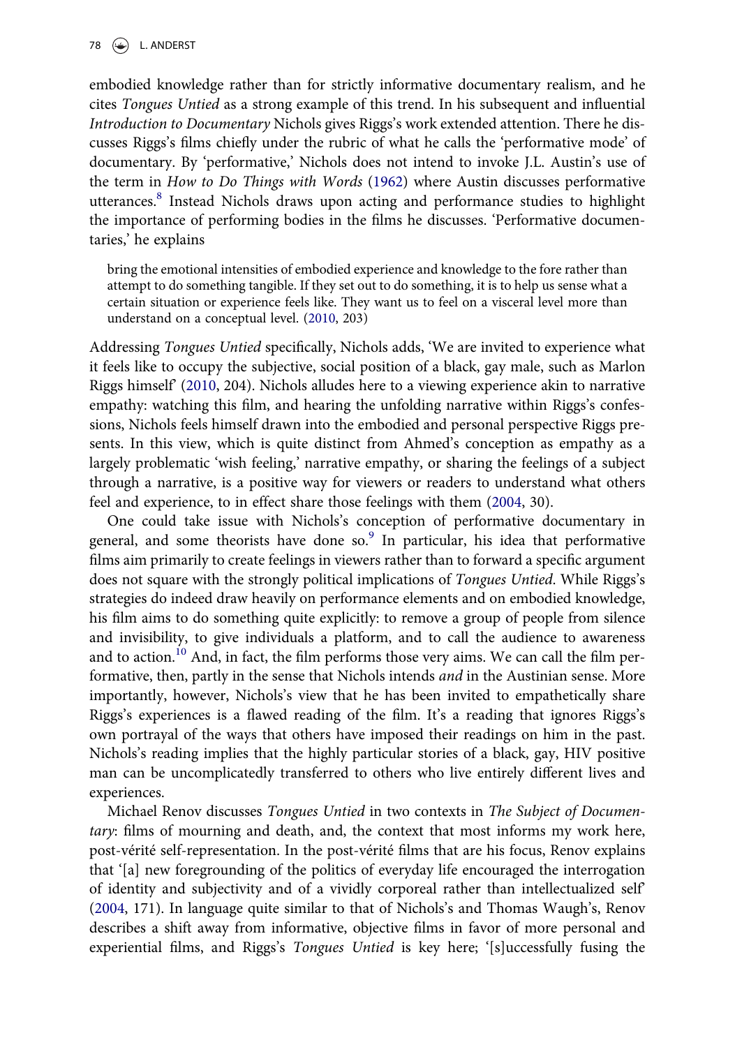embodied knowledge rather than for strictly informative documentary realism, and he cites *Tongues Untied* as a strong example of this trend. In his subsequent and influential *Introduction to Documentary* Nichols gives Riggs's work extended attention. There he discusses Riggs's films chiefly under the rubric of what he calls the 'performative mode' of documentary. By 'performative,' Nichols does not intend to invoke J.L. Austin's use of the term in *How to Do Things with Words* (1962) where Austin discusses performative utterances.[8] Instead Nichols draws upon acting and performance studies to highlight the importance of performing bodies in the films he discusses. 'Performative documentaries,' he explains

> bring the emotional intensities of embodied experience and knowledge to the fore rather than attempt to do something tangible. If they set out to do something, it is to help us sense what a certain situation or experience feels like. They want us to feel on a visceral level more than understand on a conceptual level. (2010, 203)

Addressing *Tongues Untied* specifically, Nichols adds, 'We are invited to experience what it feels like to occupy the subjective, social position of a black, gay male, such as Marlon Riggs himself' (2010, 204). Nichols alludes here to a viewing experience akin to narrative empathy: watching this film, and hearing the unfolding narrative within Riggs's confessions, Nichols feels himself drawn into the embodied and personal perspective Riggs presents. In this view, which is quite distinct from Ahmed's conception as empathy as a largely problematic 'wish feeling,' narrative empathy, or sharing the feelings of a subject through a narrative, is a positive way for viewers or readers to understand what others feel and experience, to in effect share those feelings with them (2004, 30).

One could take issue with Nichols's conception of performative documentary in general, and some theorists have done so.[9] In particular, his idea that performative films aim primarily to create feelings in viewers rather than to forward a specific argument does not square with the strongly political implications of *Tongues Untied*. While Riggs's strategies do indeed draw heavily on performance elements and on embodied knowledge, his film aims to do something quite explicitly: to remove a group of people from silence and invisibility, to give individuals a platform, and to call the audience to awareness and to action.[10] And, in fact, the film performs those very aims. We can call the film performative, then, partly in the sense that Nichols intends *and* in the Austinian sense. More importantly, however, Nichols's view that he has been invited to empathetically share Riggs's experiences is a flawed reading of the film. It's a reading that ignores Riggs's own portrayal of the ways that others have imposed their readings on him in the past. Nichols's reading implies that the highly particular stories of a black, gay, HIV positive man can be uncomplicatedly transferred to others who live entirely different lives and experiences.

Michael Renov discusses *Tongues Untied* in two contexts in *The Subject of Documentary*: films of mourning and death, and, the context that most informs my work here, post-vérité self-representation. In the post-vérité films that are his focus, Renov explains that '[a] new foregrounding of the politics of everyday life encouraged the interrogation of identity and subjectivity and of a vividly corporeal rather than intellectualized self' (2004, 171). In language quite similar to that of Nichols's and Thomas Waugh's, Renov describes a shift away from informative, objective films in favor of more personal and experiential films, and Riggs's *Tongues Untied* is key here; '[s]uccessfully fusing the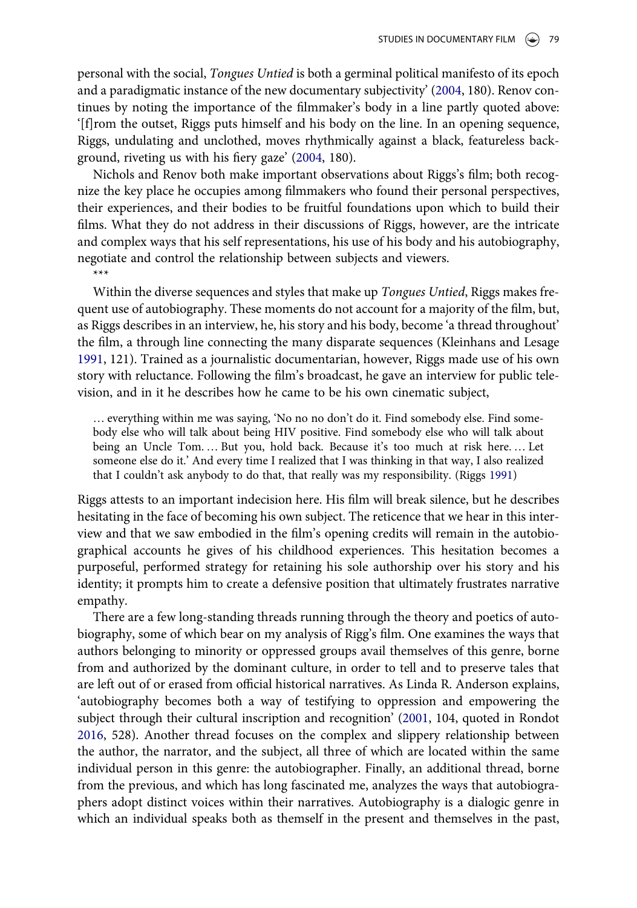personal with the social, *Tongues Untied* is both a germinal political manifesto of its epoch and a paradigmatic instance of the new documentary subjectivity' (2004, 180). Renov continues by noting the importance of the filmmaker's body in a line partly quoted above: '[f]rom the outset, Riggs puts himself and his body on the line. In an opening sequence, Riggs, undulating and unclothed, moves rhythmically against a black, featureless background, riveting us with his fiery gaze' (2004, 180).

Nichols and Renov both make important observations about Riggs's film; both recognize the key place he occupies among filmmakers who found their personal perspectives, their experiences, and their bodies to be fruitful foundations upon which to build their films. What they do not address in their discussions of Riggs, however, are the intricate and complex ways that his self representations, his use of his body and his autobiography, negotiate and control the relationship between subjects and viewers.

***

Within the diverse sequences and styles that make up *Tongues Untied*, Riggs makes frequent use of autobiography. These moments do not account for a majority of the film, but, as Riggs describes in an interview, he, his story and his body, become 'a thread throughout' the film, a through line connecting the many disparate sequences (Kleinhans and Lesage 1991, 121). Trained as a journalistic documentarian, however, Riggs made use of his own story with reluctance. Following the film's broadcast, he gave an interview for public television, and in it he describes how he came to be his own cinematic subject,

> … everything within me was saying, 'No no no don't do it. Find somebody else. Find somebody else who will talk about being HIV positive. Find somebody else who will talk about being an Uncle Tom. … But you, hold back. Because it's too much at risk here. … Let someone else do it.' And every time I realized that I was thinking in that way, I also realized that I couldn't ask anybody to do that, that really was my responsibility. (Riggs 1991)

Riggs attests to an important indecision here. His film will break silence, but he describes hesitating in the face of becoming his own subject. The reticence that we hear in this interview and that we saw embodied in the film's opening credits will remain in the autobiographical accounts he gives of his childhood experiences. This hesitation becomes a purposeful, performed strategy for retaining his sole authorship over his story and his identity; it prompts him to create a defensive position that ultimately frustrates narrative empathy.

There are a few long-standing threads running through the theory and poetics of autobiography, some of which bear on my analysis of Rigg's film. One examines the ways that authors belonging to minority or oppressed groups avail themselves of this genre, borne from and authorized by the dominant culture, in order to tell and to preserve tales that are left out of or erased from official historical narratives. As Linda R. Anderson explains, 'autobiography becomes both a way of testifying to oppression and empowering the subject through their cultural inscription and recognition' (2001, 104, quoted in Rondot 2016, 528). Another thread focuses on the complex and slippery relationship between the author, the narrator, and the subject, all three of which are located within the same individual person in this genre: the autobiographer. Finally, an additional thread, borne from the previous, and which has long fascinated me, analyzes the ways that autobiographers adopt distinct voices within their narratives. Autobiography is a dialogic genre in which an individual speaks both as themself in the present and themselves in the past,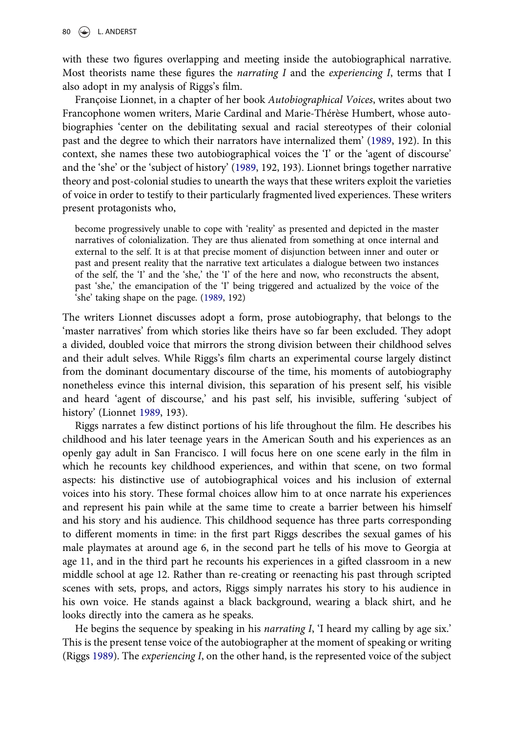with these two figures overlapping and meeting inside the autobiographical narrative. Most theorists name these figures the *narrating I* and the *experiencing I*, terms that I also adopt in my analysis of Riggs's film.

Françoise Lionnet, in a chapter of her book *Autobiographical Voices*, writes about two Francophone women writers, Marie Cardinal and Marie-Thérèse Humbert, whose autobiographies 'center on the debilitating sexual and racial stereotypes of their colonial past and the degree to which their narrators have internalized them' (1989, 192). In this context, she names these two autobiographical voices the 'I' or the 'agent of discourse' and the 'she' or the 'subject of history' (1989, 192, 193). Lionnet brings together narrative theory and post-colonial studies to unearth the ways that these writers exploit the varieties of voice in order to testify to their particularly fragmented lived experiences. These writers present protagonists who,

> become progressively unable to cope with 'reality' as presented and depicted in the master narratives of colonialization. They are thus alienated from something at once internal and external to the self. It is at that precise moment of disjunction between inner and outer or past and present reality that the narrative text articulates a dialogue between two instances of the self, the 'I' and the 'she,' the 'I' of the here and now, who reconstructs the absent, past 'she,' the emancipation of the 'I' being triggered and actualized by the voice of the 'she' taking shape on the page. (1989, 192)

The writers Lionnet discusses adopt a form, prose autobiography, that belongs to the 'master narratives' from which stories like theirs have so far been excluded. They adopt a divided, doubled voice that mirrors the strong division between their childhood selves and their adult selves. While Riggs's film charts an experimental course largely distinct from the dominant documentary discourse of the time, his moments of autobiography nonetheless evince this internal division, this separation of his present self, his visible and heard 'agent of discourse,' and his past self, his invisible, suffering 'subject of history' (Lionnet 1989, 193).

Riggs narrates a few distinct portions of his life throughout the film. He describes his childhood and his later teenage years in the American South and his experiences as an openly gay adult in San Francisco. I will focus here on one scene early in the film in which he recounts key childhood experiences, and within that scene, on two formal aspects: his distinctive use of autobiographical voices and his inclusion of external voices into his story. These formal choices allow him to at once narrate his experiences and represent his pain while at the same time to create a barrier between his himself and his story and his audience. This childhood sequence has three parts corresponding to different moments in time: in the first part Riggs describes the sexual games of his male playmates at around age 6, in the second part he tells of his move to Georgia at age 11, and in the third part he recounts his experiences in a gifted classroom in a new middle school at age 12. Rather than re-creating or reenacting his past through scripted scenes with sets, props, and actors, Riggs simply narrates his story to his audience in his own voice. He stands against a black background, wearing a black shirt, and he looks directly into the camera as he speaks.

He begins the sequence by speaking in his *narrating I*, 'I heard my calling by age six.' This is the present tense voice of the autobiographer at the moment of speaking or writing (Riggs 1989). The *experiencing I*, on the other hand, is the represented voice of the subject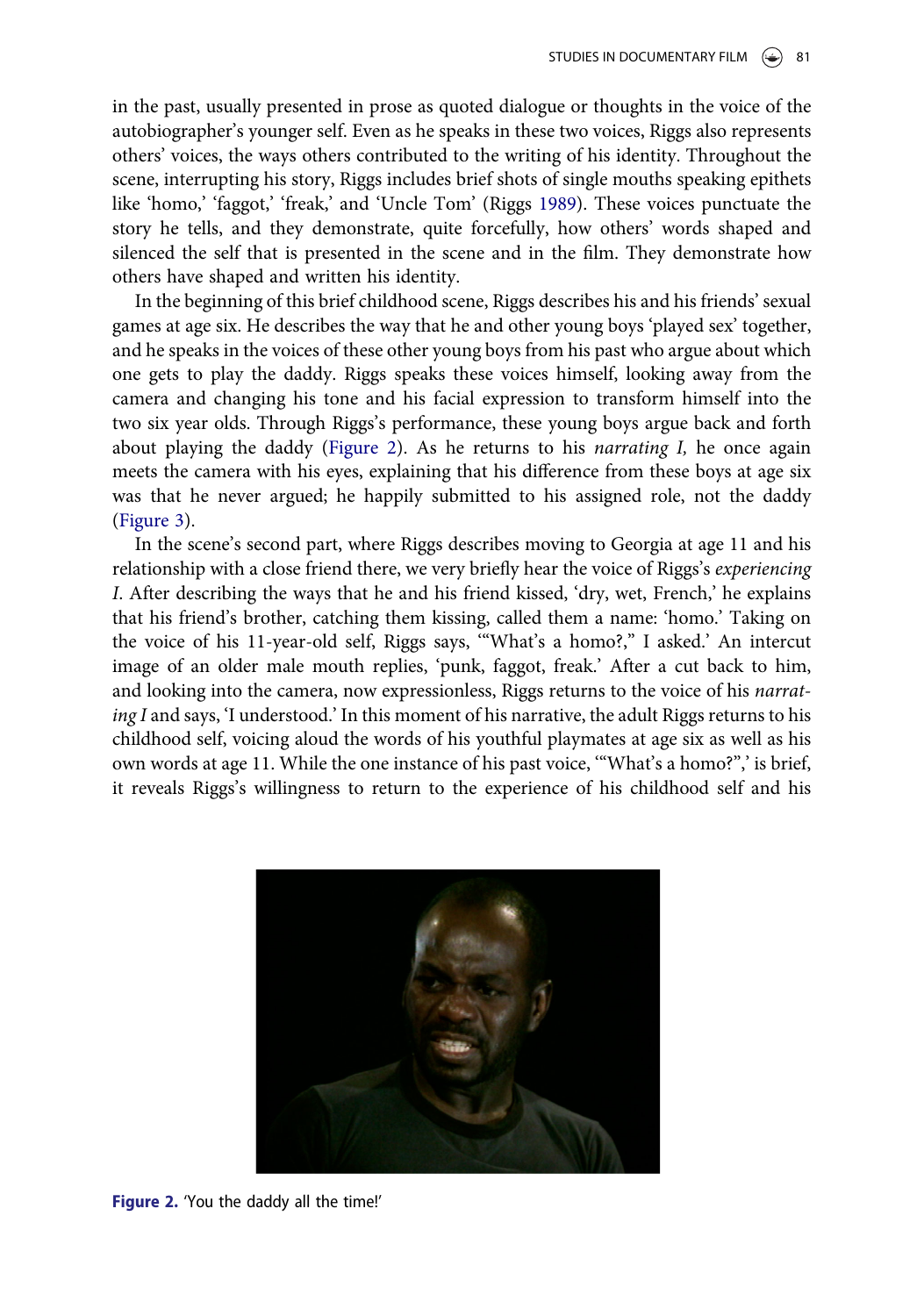in the past, usually presented in prose as quoted dialogue or thoughts in the voice of the autobiographer's younger self. Even as he speaks in these two voices, Riggs also represents others' voices, the ways others contributed to the writing of his identity. Throughout the scene, interrupting his story, Riggs includes brief shots of single mouths speaking epithets like 'homo,' 'faggot,' 'freak,' and 'Uncle Tom' (Riggs 1989). These voices punctuate the story he tells, and they demonstrate, quite forcefully, how others' words shaped and silenced the self that is presented in the scene and in the film. They demonstrate how others have shaped and written his identity.

In the beginning of this brief childhood scene, Riggs describes his and his friends' sexual games at age six. He describes the way that he and other young boys 'played sex' together, and he speaks in the voices of these other young boys from his past who argue about which one gets to play the daddy. Riggs speaks these voices himself, looking away from the camera and changing his tone and his facial expression to transform himself into the two six year olds. Through Riggs's performance, these young boys argue back and forth about playing the daddy (Figure 2). As he returns to his *narrating I,* he once again meets the camera with his eyes, explaining that his difference from these boys at age six was that he never argued; he happily submitted to his assigned role, not the daddy (Figure 3).

In the scene's second part, where Riggs describes moving to Georgia at age 11 and his relationship with a close friend there, we very briefly hear the voice of Riggs's *experiencing I*. After describing the ways that he and his friend kissed, 'dry, wet, French,' he explains that his friend's brother, catching them kissing, called them a name: 'homo.' Taking on the voice of his 11-year-old self, Riggs says, '"What's a homo?," I asked.' An intercut image of an older male mouth replies, 'punk, faggot, freak.' After a cut back to him, and looking into the camera, now expressionless, Riggs returns to the voice of his *narrating I* and says, 'I understood.' In this moment of his narrative, the adult Riggs returns to his childhood self, voicing aloud the words of his youthful playmates at age six as well as his own words at age 11. While the one instance of his past voice, '"What's a homo?",' is brief, it reveals Riggs's willingness to return to the experience of his childhood self and his

**Figure 2.** 'You the daddy all the time!'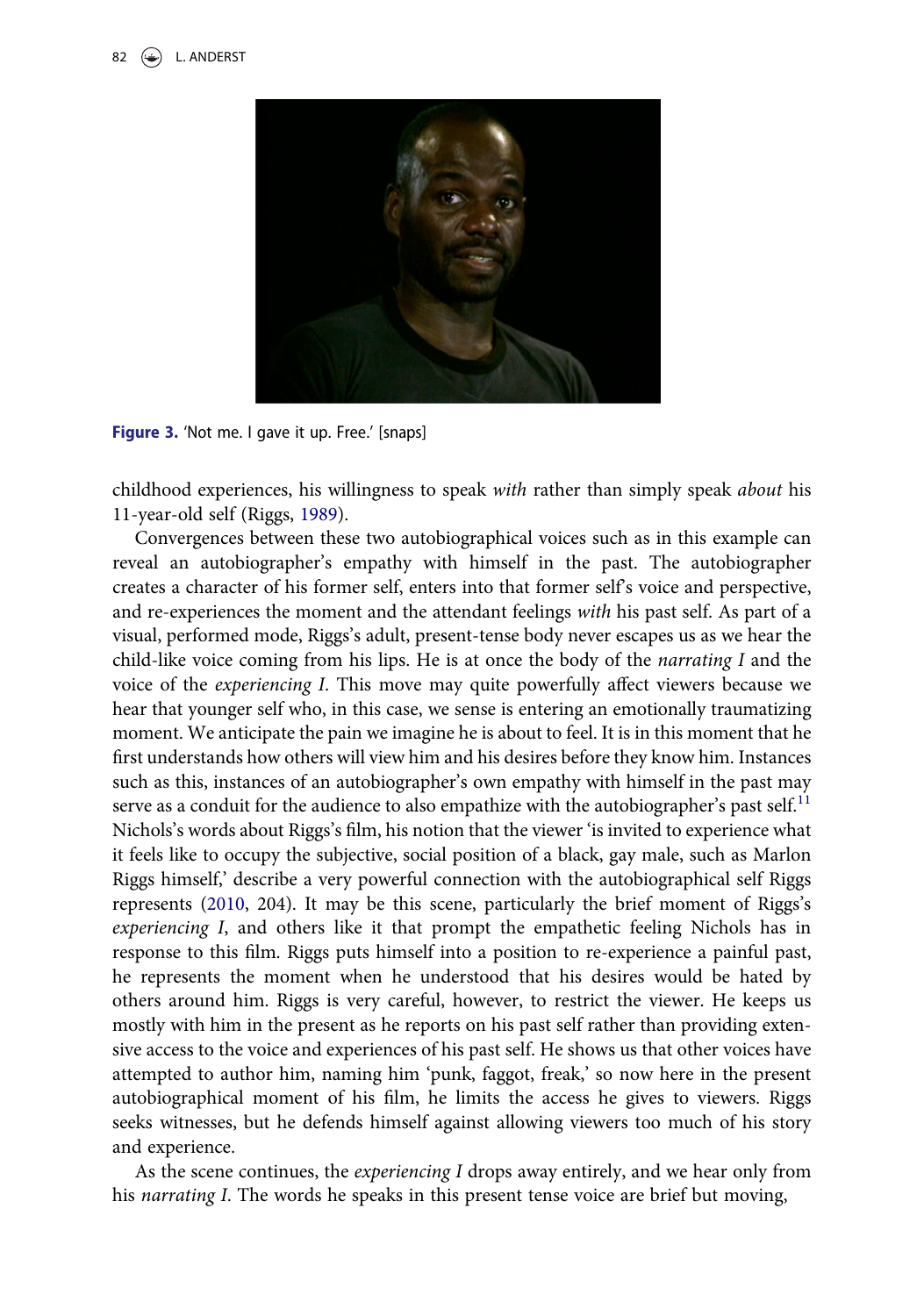**Figure 3.** 'Not me. I gave it up. Free.' [snaps]

childhood experiences, his willingness to speak *with* rather than simply speak *about* his 11-year-old self (Riggs, 1989).

Convergences between these two autobiographical voices such as in this example can reveal an autobiographer's empathy with himself in the past. The autobiographer creates a character of his former self, enters into that former self's voice and perspective, and re-experiences the moment and the attendant feelings *with* his past self. As part of a visual, performed mode, Riggs's adult, present-tense body never escapes us as we hear the child-like voice coming from his lips. He is at once the body of the *narrating I* and the voice of the *experiencing I*. This move may quite powerfully affect viewers because we hear that younger self who, in this case, we sense is entering an emotionally traumatizing moment. We anticipate the pain we imagine he is about to feel. It is in this moment that he first understands how others will view him and his desires before they know him. Instances such as this, instances of an autobiographer's own empathy with himself in the past may serve as a conduit for the audience to also empathize with the autobiographer's past self.[11] Nichols's words about Riggs's film, his notion that the viewer 'is invited to experience what it feels like to occupy the subjective, social position of a black, gay male, such as Marlon Riggs himself,' describe a very powerful connection with the autobiographical self Riggs represents (2010, 204). It may be this scene, particularly the brief moment of Riggs's *experiencing I*, and others like it that prompt the empathetic feeling Nichols has in response to this film. Riggs puts himself into a position to re-experience a painful past, he represents the moment when he understood that his desires would be hated by others around him. Riggs is very careful, however, to restrict the viewer. He keeps us mostly with him in the present as he reports on his past self rather than providing extensive access to the voice and experiences of his past self. He shows us that other voices have attempted to author him, naming him 'punk, faggot, freak,' so now here in the present autobiographical moment of his film, he limits the access he gives to viewers. Riggs seeks witnesses, but he defends himself against allowing viewers too much of his story and experience.

As the scene continues, the *experiencing I* drops away entirely, and we hear only from his *narrating I*. The words he speaks in this present tense voice are brief but moving,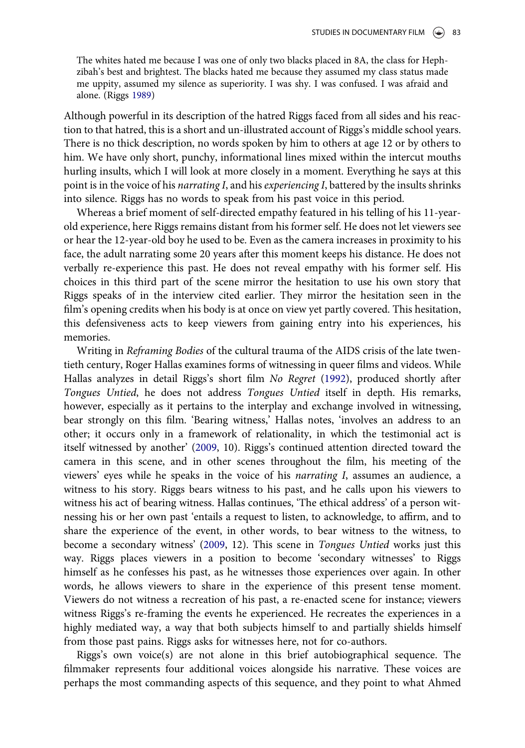> The whites hated me because I was one of only two blacks placed in 8A, the class for Hephzibah's best and brightest. The blacks hated me because they assumed my class status made me uppity, assumed my silence as superiority. I was shy. I was confused. I was afraid and alone. (Riggs 1989)

Although powerful in its description of the hatred Riggs faced from all sides and his reaction to that hatred, this is a short and un-illustrated account of Riggs's middle school years. There is no thick description, no words spoken by him to others at age 12 or by others to him. We have only short, punchy, informational lines mixed within the intercut mouths hurling insults, which I will look at more closely in a moment. Everything he says at this point is in the voice of his *narrating I*, and his *experiencing I*, battered by the insults shrinks into silence. Riggs has no words to speak from his past voice in this period.

Whereas a brief moment of self-directed empathy featured in his telling of his 11-year-old experience, here Riggs remains distant from his former self. He does not let viewers see or hear the 12-year-old boy he used to be. Even as the camera increases in proximity to his face, the adult narrating some 20 years after this moment keeps his distance. He does not verbally re-experience this past. He does not reveal empathy with his former self. His choices in this third part of the scene mirror the hesitation to use his own story that Riggs speaks of in the interview cited earlier. They mirror the hesitation seen in the film's opening credits when his body is at once on view yet partly covered. This hesitation, this defensiveness acts to keep viewers from gaining entry into his experiences, his memories.

Writing in *Reframing Bodies* of the cultural trauma of the AIDS crisis of the late twentieth century, Roger Hallas examines forms of witnessing in queer films and videos. While Hallas analyzes in detail Riggs's short film *No Regret* (1992), produced shortly after *Tongues Untied*, he does not address *Tongues Untied* itself in depth. His remarks, however, especially as it pertains to the interplay and exchange involved in witnessing, bear strongly on this film. 'Bearing witness,' Hallas notes, 'involves an address to an other; it occurs only in a framework of relationality, in which the testimonial act is itself witnessed by another' (2009, 10). Riggs's continued attention directed toward the camera in this scene, and in other scenes throughout the film, his meeting of the viewers' eyes while he speaks in the voice of his *narrating I*, assumes an audience, a witness to his story. Riggs bears witness to his past, and he calls upon his viewers to witness his act of bearing witness. Hallas continues, 'The ethical address' of a person witnessing his or her own past 'entails a request to listen, to acknowledge, to affirm, and to share the experience of the event, in other words, to bear witness to the witness, to become a secondary witness' (2009, 12). This scene in *Tongues Untied* works just this way. Riggs places viewers in a position to become 'secondary witnesses' to Riggs himself as he confesses his past, as he witnesses those experiences over again. In other words, he allows viewers to share in the experience of this present tense moment. Viewers do not witness a recreation of his past, a re-enacted scene for instance; viewers witness Riggs's re-framing the events he experienced. He recreates the experiences in a highly mediated way, a way that both subjects himself to and partially shields himself from those past pains. Riggs asks for witnesses here, not for co-authors.

Riggs's own voice(s) are not alone in this brief autobiographical sequence. The filmmaker represents four additional voices alongside his narrative. These voices are perhaps the most commanding aspects of this sequence, and they point to what Ahmed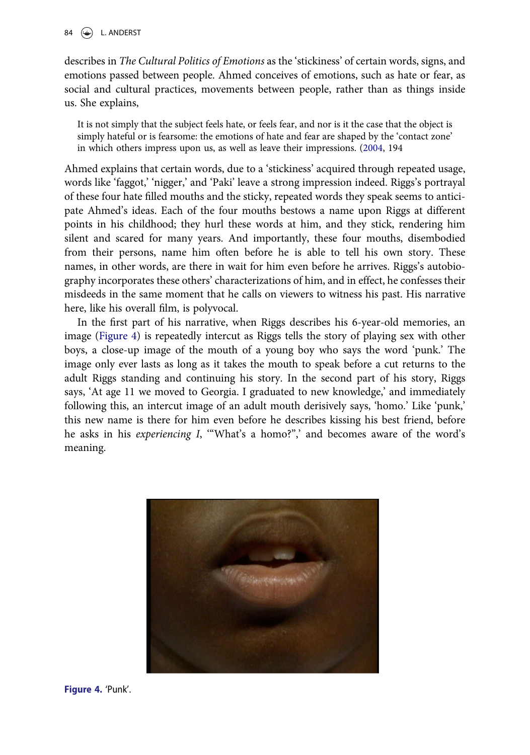describes in *The Cultural Politics of Emotions* as the 'stickiness' of certain words, signs, and emotions passed between people. Ahmed conceives of emotions, such as hate or fear, as social and cultural practices, movements between people, rather than as things inside us. She explains,

> It is not simply that the subject feels hate, or feels fear, and nor is it the case that the object is simply hateful or is fearsome: the emotions of hate and fear are shaped by the 'contact zone' in which others impress upon us, as well as leave their impressions. (2004, 194

Ahmed explains that certain words, due to a 'stickiness' acquired through repeated usage, words like 'faggot,' 'nigger,' and 'Paki' leave a strong impression indeed. Riggs's portrayal of these four hate filled mouths and the sticky, repeated words they speak seems to anticipate Ahmed's ideas. Each of the four mouths bestows a name upon Riggs at different points in his childhood; they hurl these words at him, and they stick, rendering him silent and scared for many years. And importantly, these four mouths, disembodied from their persons, name him often before he is able to tell his own story. These names, in other words, are there in wait for him even before he arrives. Riggs's autobiography incorporates these others' characterizations of him, and in effect, he confesses their misdeeds in the same moment that he calls on viewers to witness his past. His narrative here, like his overall film, is polyvocal.

In the first part of his narrative, when Riggs describes his 6-year-old memories, an image (Figure 4) is repeatedly intercut as Riggs tells the story of playing sex with other boys, a close-up image of the mouth of a young boy who says the word 'punk.' The image only ever lasts as long as it takes the mouth to speak before a cut returns to the adult Riggs standing and continuing his story. In the second part of his story, Riggs says, 'At age 11 we moved to Georgia. I graduated to new knowledge,' and immediately following this, an intercut image of an adult mouth derisively says, 'homo.' Like 'punk,' this new name is there for him even before he describes kissing his best friend, before he asks in his *experiencing I*, '"What's a homo?",' and becomes aware of the word's meaning.

**Figure 4.** 'Punk'.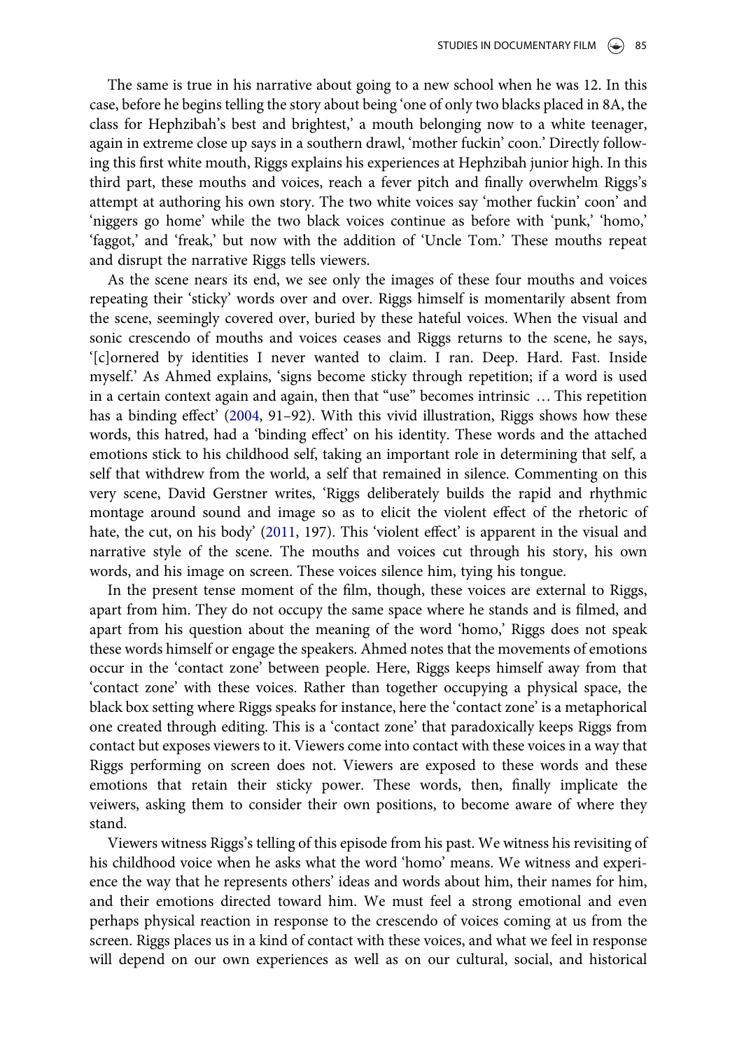The same is true in his narrative about going to a new school when he was 12. In this case, before he begins telling the story about being 'one of only two blacks placed in 8A, the class for Hephzibah's best and brightest,' a mouth belonging now to a white teenager, again in extreme close up says in a southern drawl, 'mother fuckin' coon.' Directly following this first white mouth, Riggs explains his experiences at Hephzibah junior high. In this third part, these mouths and voices, reach a fever pitch and finally overwhelm Riggs's attempt at authoring his own story. The two white voices say 'mother fuckin' coon' and 'niggers go home' while the two black voices continue as before with 'punk,' 'homo,' 'faggot,' and 'freak,' but now with the addition of 'Uncle Tom.' These mouths repeat and disrupt the narrative Riggs tells viewers.

As the scene nears its end, we see only the images of these four mouths and voices repeating their 'sticky' words over and over. Riggs himself is momentarily absent from the scene, seemingly covered over, buried by these hateful voices. When the visual and sonic crescendo of mouths and voices ceases and Riggs returns to the scene, he says, '[c]ornered by identities I never wanted to claim. I ran. Deep. Hard. Fast. Inside myself.' As Ahmed explains, 'signs become sticky through repetition; if a word is used in a certain context again and again, then that "use" becomes intrinsic … This repetition has a binding effect' (2004, 91–92). With this vivid illustration, Riggs shows how these words, this hatred, had a 'binding effect' on his identity. These words and the attached emotions stick to his childhood self, taking an important role in determining that self, a self that withdrew from the world, a self that remained in silence. Commenting on this very scene, David Gerstner writes, 'Riggs deliberately builds the rapid and rhythmic montage around sound and image so as to elicit the violent effect of the rhetoric of hate, the cut, on his body' (2011, 197). This 'violent effect' is apparent in the visual and narrative style of the scene. The mouths and voices cut through his story, his own words, and his image on screen. These voices silence him, tying his tongue.

In the present tense moment of the film, though, these voices are external to Riggs, apart from him. They do not occupy the same space where he stands and is filmed, and apart from his question about the meaning of the word 'homo,' Riggs does not speak these words himself or engage the speakers. Ahmed notes that the movements of emotions occur in the 'contact zone' between people. Here, Riggs keeps himself away from that 'contact zone' with these voices. Rather than together occupying a physical space, the black box setting where Riggs speaks for instance, here the 'contact zone' is a metaphorical one created through editing. This is a 'contact zone' that paradoxically keeps Riggs from contact but exposes viewers to it. Viewers come into contact with these voices in a way that Riggs performing on screen does not. Viewers are exposed to these words and these emotions that retain their sticky power. These words, then, finally implicate the veiwers, asking them to consider their own positions, to become aware of where they stand.

Viewers witness Riggs's telling of this episode from his past. We witness his revisiting of his childhood voice when he asks what the word 'homo' means. We witness and experience the way that he represents others' ideas and words about him, their names for him, and their emotions directed toward him. We must feel a strong emotional and even perhaps physical reaction in response to the crescendo of voices coming at us from the screen. Riggs places us in a kind of contact with these voices, and what we feel in response will depend on our own experiences as well as on our cultural, social, and historical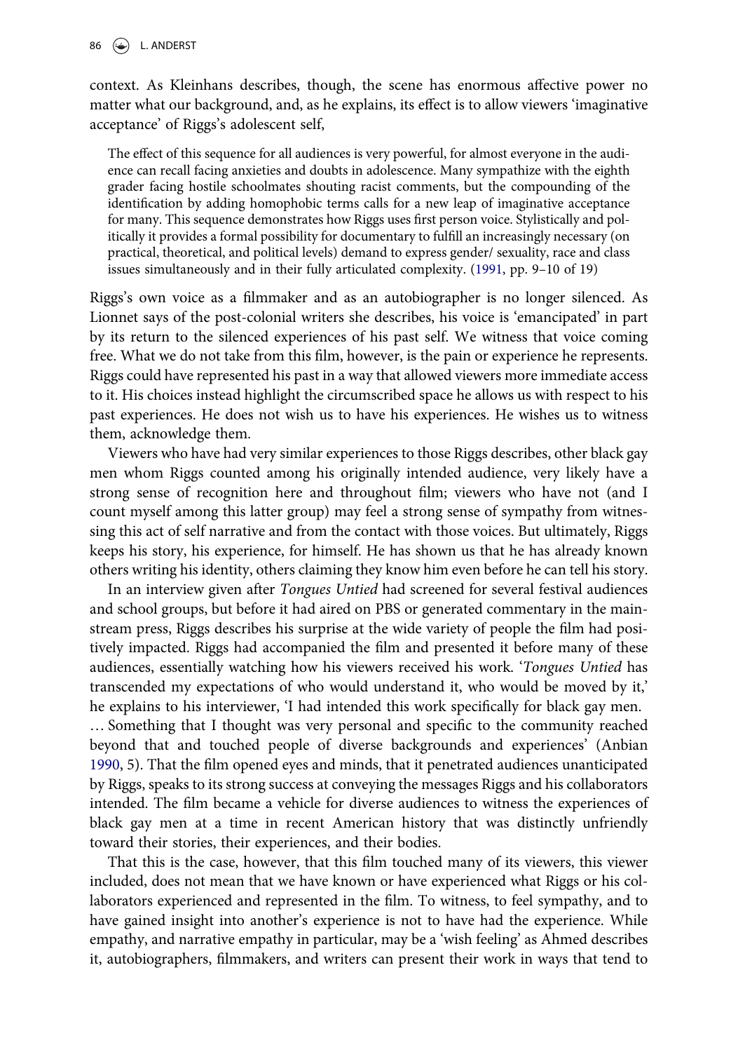context. As Kleinhans describes, though, the scene has enormous affective power no matter what our background, and, as he explains, its effect is to allow viewers 'imaginative acceptance' of Riggs's adolescent self,

> The effect of this sequence for all audiences is very powerful, for almost everyone in the audience can recall facing anxieties and doubts in adolescence. Many sympathize with the eighth grader facing hostile schoolmates shouting racist comments, but the compounding of the identification by adding homophobic terms calls for a new leap of imaginative acceptance for many. This sequence demonstrates how Riggs uses first person voice. Stylistically and politically it provides a formal possibility for documentary to fulfill an increasingly necessary (on practical, theoretical, and political levels) demand to express gender/ sexuality, race and class issues simultaneously and in their fully articulated complexity. (1991, pp. 9–10 of 19)

Riggs's own voice as a filmmaker and as an autobiographer is no longer silenced. As Lionnet says of the post-colonial writers she describes, his voice is 'emancipated' in part by its return to the silenced experiences of his past self. We witness that voice coming free. What we do not take from this film, however, is the pain or experience he represents. Riggs could have represented his past in a way that allowed viewers more immediate access to it. His choices instead highlight the circumscribed space he allows us with respect to his past experiences. He does not wish us to have his experiences. He wishes us to witness them, acknowledge them.

Viewers who have had very similar experiences to those Riggs describes, other black gay men whom Riggs counted among his originally intended audience, very likely have a strong sense of recognition here and throughout film; viewers who have not (and I count myself among this latter group) may feel a strong sense of sympathy from witnessing this act of self narrative and from the contact with those voices. But ultimately, Riggs keeps his story, his experience, for himself. He has shown us that he has already known others writing his identity, others claiming they know him even before he can tell his story.

In an interview given after *Tongues Untied* had screened for several festival audiences and school groups, but before it had aired on PBS or generated commentary in the mainstream press, Riggs describes his surprise at the wide variety of people the film had positively impacted. Riggs had accompanied the film and presented it before many of these audiences, essentially watching how his viewers received his work. '*Tongues Untied* has transcended my expectations of who would understand it, who would be moved by it,' he explains to his interviewer, 'I had intended this work specifically for black gay men. … Something that I thought was very personal and specific to the community reached beyond that and touched people of diverse backgrounds and experiences' (Anbian 1990, 5). That the film opened eyes and minds, that it penetrated audiences unanticipated by Riggs, speaks to its strong success at conveying the messages Riggs and his collaborators intended. The film became a vehicle for diverse audiences to witness the experiences of black gay men at a time in recent American history that was distinctly unfriendly toward their stories, their experiences, and their bodies.

That this is the case, however, that this film touched many of its viewers, this viewer included, does not mean that we have known or have experienced what Riggs or his collaborators experienced and represented in the film. To witness, to feel sympathy, and to have gained insight into another's experience is not to have had the experience. While empathy, and narrative empathy in particular, may be a 'wish feeling' as Ahmed describes it, autobiographers, filmmakers, and writers can present their work in ways that tend to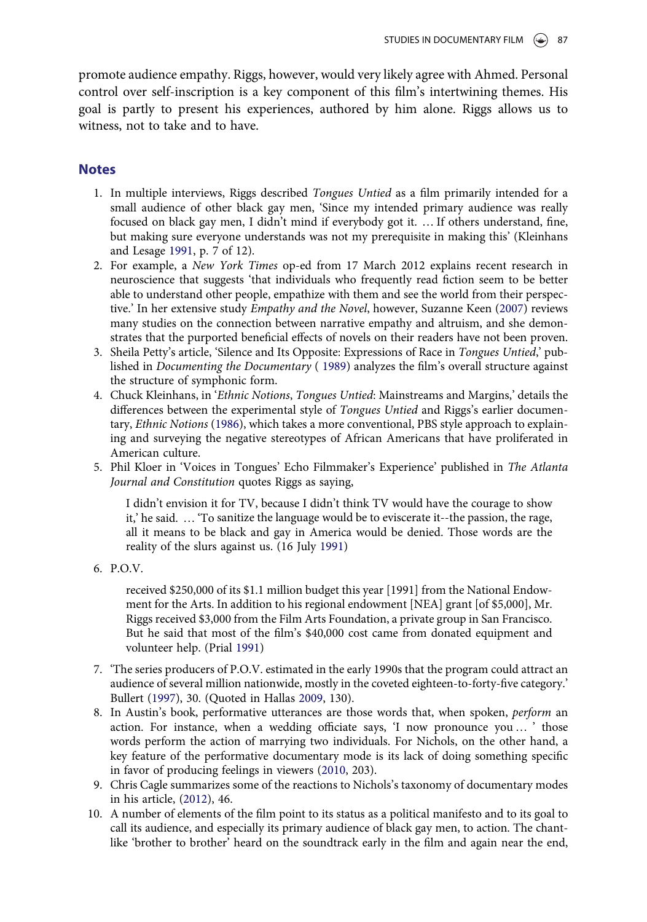promote audience empathy. Riggs, however, would very likely agree with Ahmed. Personal control over self-inscription is a key component of this film's intertwining themes. His goal is partly to present his experiences, authored by him alone. Riggs allows us to witness, not to take and to have.

## Notes

1. In multiple interviews, Riggs described *Tongues Untied* as a film primarily intended for a small audience of other black gay men, 'Since my intended primary audience was really focused on black gay men, I didn't mind if everybody got it. … If others understand, fine, but making sure everyone understands was not my prerequisite in making this' (Kleinhans and Lesage 1991, p. 7 of 12).
2. For example, a *New York Times* op-ed from 17 March 2012 explains recent research in neuroscience that suggests 'that individuals who frequently read fiction seem to be better able to understand other people, empathize with them and see the world from their perspective.' In her extensive study *Empathy and the Novel*, however, Suzanne Keen (2007) reviews many studies on the connection between narrative empathy and altruism, and she demonstrates that the purported beneficial effects of novels on their readers have not been proven.
3. Sheila Petty's article, 'Silence and Its Opposite: Expressions of Race in *Tongues Untied*,' published in *Documenting the Documentary* ( 1989) analyzes the film's overall structure against the structure of symphonic form.
4. Chuck Kleinhans, in '*Ethnic Notions*, *Tongues Untied*: Mainstreams and Margins,' details the differences between the experimental style of *Tongues Untied* and Riggs's earlier documentary, *Ethnic Notions* (1986), which takes a more conventional, PBS style approach to explaining and surveying the negative stereotypes of African Americans that have proliferated in American culture.
5. Phil Kloer in 'Voices in Tongues' Echo Filmmaker's Experience' published in *The Atlanta Journal and Constitution* quotes Riggs as saying,

   > I didn't envision it for TV, because I didn't think TV would have the courage to show it,' he said. … 'To sanitize the language would be to eviscerate it--the passion, the rage, all it means to be black and gay in America would be denied. Those words are the reality of the slurs against us. (16 July 1991)

6. P.O.V.

   > received $250,000 of its $1.1 million budget this year [1991] from the National Endowment for the Arts. In addition to his regional endowment [NEA] grant [of $5,000], Mr. Riggs received $3,000 from the Film Arts Foundation, a private group in San Francisco. But he said that most of the film's $40,000 cost came from donated equipment and volunteer help. (Prial 1991)

7. 'The series producers of P.O.V. estimated in the early 1990s that the program could attract an audience of several million nationwide, mostly in the coveted eighteen-to-forty-five category.' Bullert (1997), 30. (Quoted in Hallas 2009, 130).
8. In Austin's book, performative utterances are those words that, when spoken, *perform* an action. For instance, when a wedding officiate says, 'I now pronounce you … ' those words perform the action of marrying two individuals. For Nichols, on the other hand, a key feature of the performative documentary mode is its lack of doing something specific in favor of producing feelings in viewers (2010, 203).
9. Chris Cagle summarizes some of the reactions to Nichols's taxonomy of documentary modes in his article, (2012), 46.
10. A number of elements of the film point to its status as a political manifesto and to its goal to call its audience, and especially its primary audience of black gay men, to action. The chant-like 'brother to brother' heard on the soundtrack early in the film and again near the end,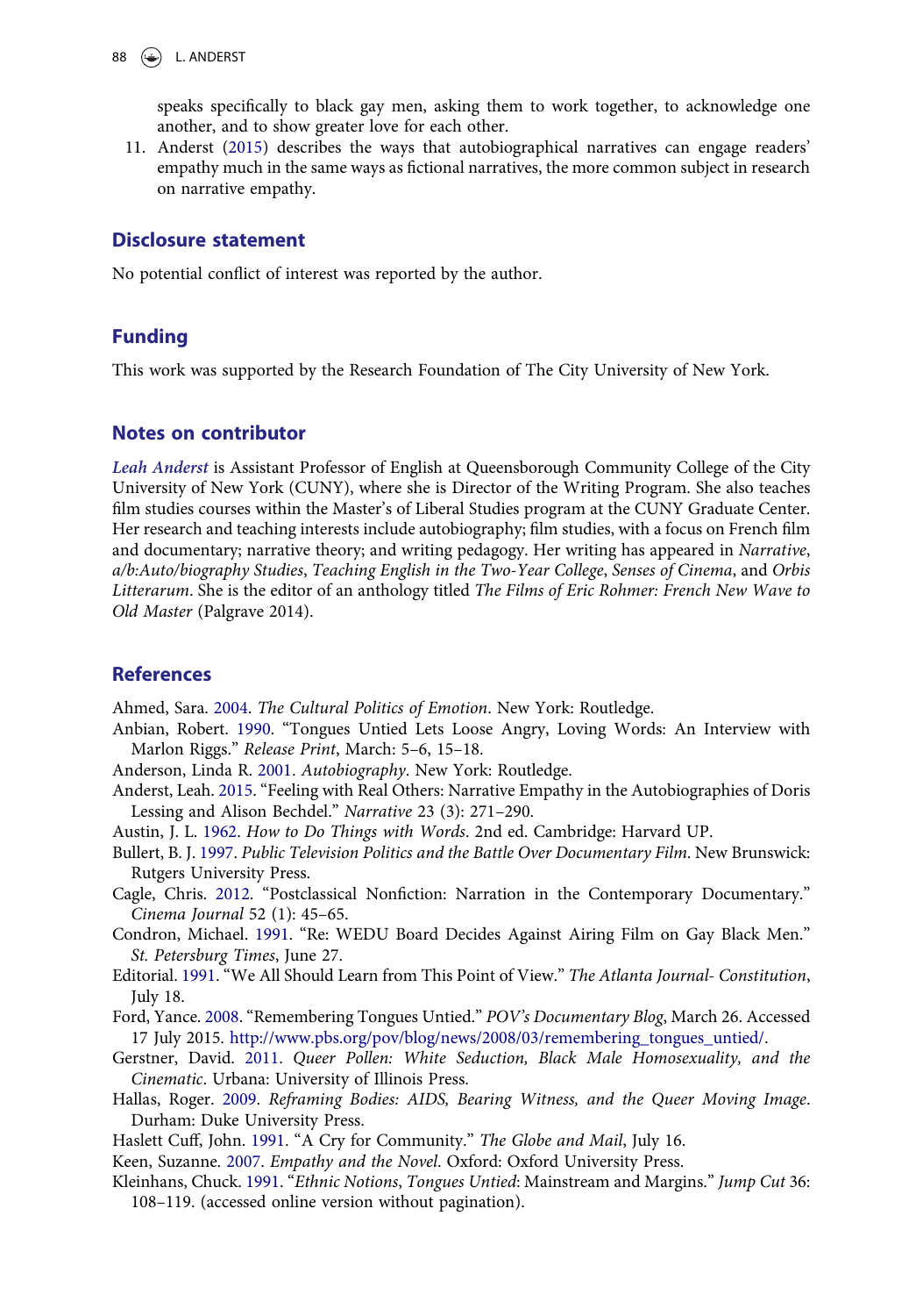speaks specifically to black gay men, asking them to work together, to acknowledge one another, and to show greater love for each other.

11. Anderst (2015) describes the ways that autobiographical narratives can engage readers' empathy much in the same ways as fictional narratives, the more common subject in research on narrative empathy.

## Disclosure statement

No potential conflict of interest was reported by the author.

## Funding

This work was supported by the Research Foundation of The City University of New York.

## Notes on contributor

*Leah Anderst* is Assistant Professor of English at Queensborough Community College of the City University of New York (CUNY), where she is Director of the Writing Program. She also teaches film studies courses within the Master's of Liberal Studies program at the CUNY Graduate Center. Her research and teaching interests include autobiography; film studies, with a focus on French film and documentary; narrative theory; and writing pedagogy. Her writing has appeared in *Narrative*, *a/b:Auto/biography Studies*, *Teaching English in the Two-Year College*, *Senses of Cinema*, and *Orbis Litterarum*. She is the editor of an anthology titled *The Films of Eric Rohmer: French New Wave to Old Master* (Palgrave 2014).

## References

Ahmed, Sara. 2004. *The Cultural Politics of Emotion*. New York: Routledge.

Anbian, Robert. 1990. "Tongues Untied Lets Loose Angry, Loving Words: An Interview with Marlon Riggs." *Release Print*, March: 5–6, 15–18.

Anderson, Linda R. 2001. *Autobiography*. New York: Routledge.

Anderst, Leah. 2015. "Feeling with Real Others: Narrative Empathy in the Autobiographies of Doris Lessing and Alison Bechdel." *Narrative* 23 (3): 271–290.

Austin, J. L. 1962. *How to Do Things with Words*. 2nd ed. Cambridge: Harvard UP.

Bullert, B. J. 1997. *Public Television Politics and the Battle Over Documentary Film*. New Brunswick: Rutgers University Press.

Cagle, Chris. 2012. "Postclassical Nonfiction: Narration in the Contemporary Documentary." *Cinema Journal* 52 (1): 45–65.

Condron, Michael. 1991. "Re: WEDU Board Decides Against Airing Film on Gay Black Men." *St. Petersburg Times*, June 27.

Editorial. 1991. "We All Should Learn from This Point of View." *The Atlanta Journal- Constitution*, July 18.

Ford, Yance. 2008. "Remembering Tongues Untied." *POV's Documentary Blog*, March 26. Accessed 17 July 2015. http://www.pbs.org/pov/blog/news/2008/03/remembering_tongues_untied/.

Gerstner, David. 2011. *Queer Pollen: White Seduction, Black Male Homosexuality, and the Cinematic*. Urbana: University of Illinois Press.

Hallas, Roger. 2009. *Reframing Bodies: AIDS, Bearing Witness, and the Queer Moving Image*. Durham: Duke University Press.

Haslett Cuff, John. 1991. "A Cry for Community." *The Globe and Mail*, July 16.

Keen, Suzanne. 2007. *Empathy and the Novel*. Oxford: Oxford University Press.

Kleinhans, Chuck. 1991. "*Ethnic Notions*, *Tongues Untied*: Mainstream and Margins." *Jump Cut* 36: 108–119. (accessed online version without pagination).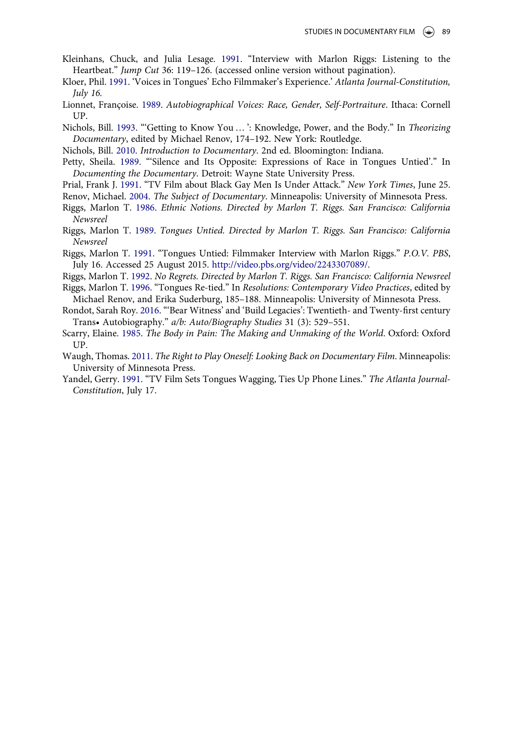Kleinhans, Chuck, and Julia Lesage. 1991. "Interview with Marlon Riggs: Listening to the Heartbeat." *Jump Cut* 36: 119–126. (accessed online version without pagination).

Kloer, Phil. 1991. 'Voices in Tongues' Echo Filmmaker's Experience.' *Atlanta Journal-Constitution, July 16.*

Lionnet, Françoise. 1989. *Autobiographical Voices: Race, Gender, Self-Portraiture*. Ithaca: Cornell UP.

Nichols, Bill. 1993. "'Getting to Know You … ': Knowledge, Power, and the Body." In *Theorizing Documentary*, edited by Michael Renov, 174–192. New York: Routledge.

Nichols, Bill. 2010. *Introduction to Documentary*. 2nd ed. Bloomington: Indiana.

Petty, Sheila. 1989. "'Silence and Its Opposite: Expressions of Race in Tongues Untied'." In *Documenting the Documentary*. Detroit: Wayne State University Press.

Prial, Frank J. 1991. "TV Film about Black Gay Men Is Under Attack." *New York Times*, June 25.

Renov, Michael. 2004. *The Subject of Documentary*. Minneapolis: University of Minnesota Press.

Riggs, Marlon T. 1986. *Ethnic Notions. Directed by Marlon T. Riggs. San Francisco: California Newsreel*

Riggs, Marlon T. 1989. *Tongues Untied. Directed by Marlon T. Riggs. San Francisco: California Newsreel*

Riggs, Marlon T. 1991. "Tongues Untied: Filmmaker Interview with Marlon Riggs." *P.O.V. PBS*, July 16. Accessed 25 August 2015. http://video.pbs.org/video/2243307089/.

Riggs, Marlon T. 1992. *No Regrets. Directed by Marlon T. Riggs. San Francisco: California Newsreel*

Riggs, Marlon T. 1996. "Tongues Re-tied." In *Resolutions: Contemporary Video Practices*, edited by Michael Renov, and Erika Suderburg, 185–188. Minneapolis: University of Minnesota Press.

Rondot, Sarah Roy. 2016. "'Bear Witness' and 'Build Legacies': Twentieth- and Twenty-first century Trans• Autobiography." *a/b: Auto/Biography Studies* 31 (3): 529–551.

Scarry, Elaine. 1985. *The Body in Pain: The Making and Unmaking of the World*. Oxford: Oxford UP.

Waugh, Thomas. 2011. *The Right to Play Oneself: Looking Back on Documentary Film*. Minneapolis: University of Minnesota Press.

Yandel, Gerry. 1991. "TV Film Sets Tongues Wagging, Ties Up Phone Lines." *The Atlanta Journal-Constitution*, July 17.